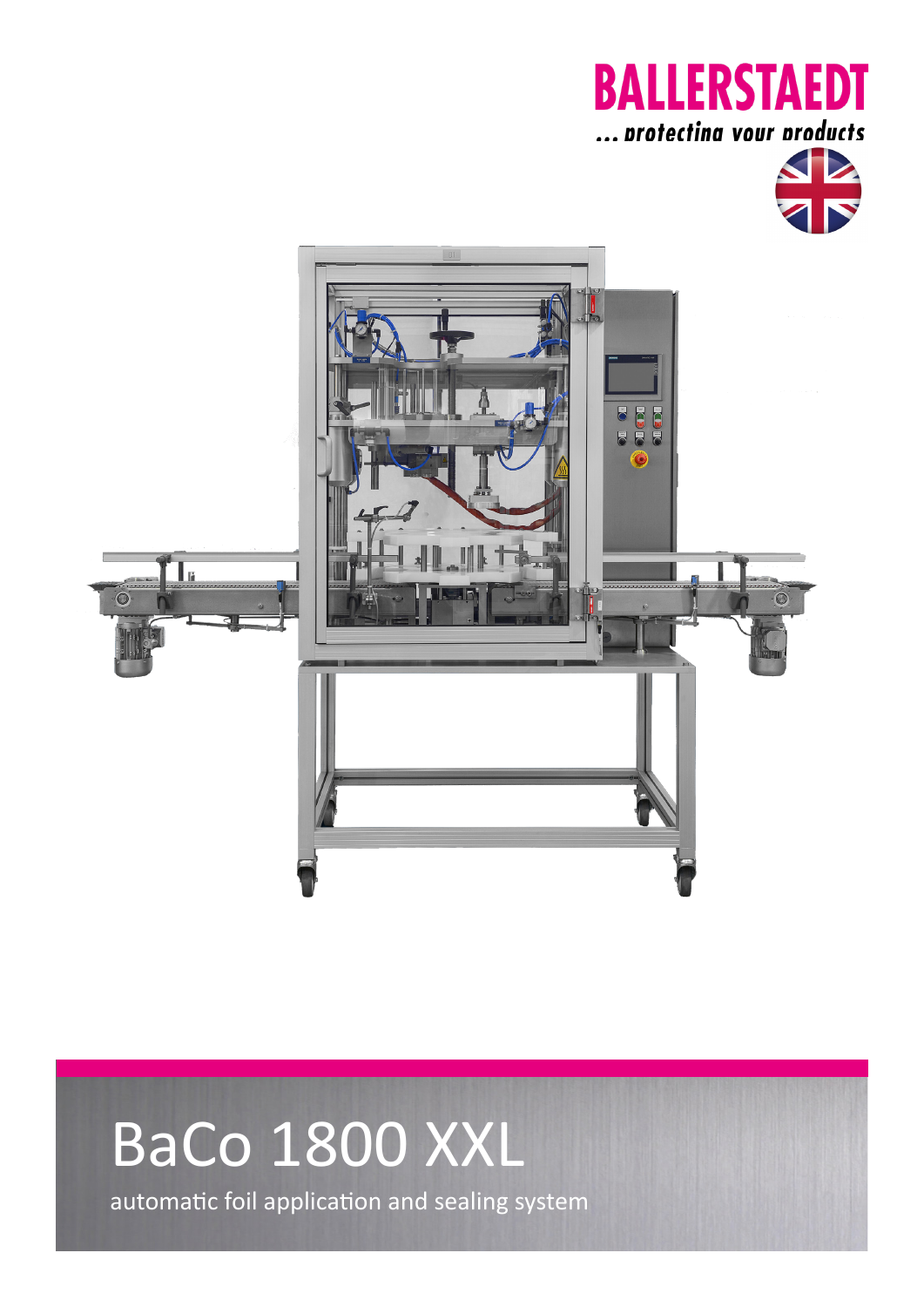BALLERSTAEDT

*... protecting your products*

# BaCo 1800 XXL

automatic foil application and sealing system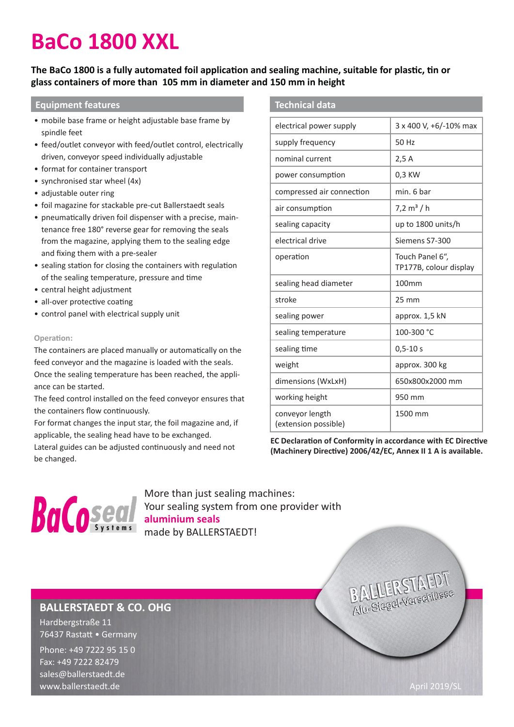# BaCo 1800 XXL

**The BaCo 1800 is a fully automated foil application and sealing machine, suitable for plastic, tin or glass containers of more than 105 mm in diameter and 150 mm in height**

## Equipment features

- mobile base frame or height adjustable base frame by spindle feet
- feed/outlet conveyor with feed/outlet control, electrically driven, conveyor speed individually adjustable
- format for container transport
- synchronised star wheel (4x)
- adjustable outer ring
- foil magazine for stackable pre-cut Ballerstaedt seals
- pneumatically driven foil dispenser with a precise, maintenance free 180° reverse gear for removing the seals from the magazine, applying them to the sealing edge and fixing them with a pre-sealer
- sealing station for closing the containers with regulation of the sealing temperature, pressure and time
- central height adjustment
- all-over protective coating
- control panel with electrical supply unit

**Operation:**

The containers are placed manually or automatically on the feed conveyor and the magazine is loaded with the seals. Once the sealing temperature has been reached, the appliance can be started.
The feed control installed on the feed conveyor ensures that the containers flow continuously.
For format changes the input star, the foil magazine and, if applicable, the sealing head have to be exchanged.
Lateral guides can be adjusted continuously and need not be changed.

## Technical data

| | |
|---|---|
| electrical power supply | 3 x 400 V, +6/-10% max |
| supply frequency | 50 Hz |
| nominal current | 2,5 A |
| power consumption | 0,3 KW |
| compressed air connection | min. 6 bar |
| air consumption | 7,2 m³ / h |
| sealing capacity | up to 1800 units/h |
| electrical drive | Siemens S7-300 |
| operation | Touch Panel 6", TP177B, colour display |
| sealing head diameter | 100mm |
| stroke | 25 mm |
| sealing power | approx. 1,5 kN |
| sealing temperature | 100-300 °C |
| sealing time | 0,5-10 s |
| weight | approx. 300 kg |
| dimensions (WxLxH) | 650x800x2000 mm |
| working height | 950 mm |
| conveyor length (extension possible) | 1500 mm |

**EC Declaration of Conformity in accordance with EC Directive (Machinery Directive) 2006/42/EC, Annex II 1 A is available.**

BaCo seal Systems

More than just sealing machines:
Your sealing system from one provider with
**aluminium seals**
made by BALLERSTAEDT!

**BALLERSTAEDT & CO. OHG**
Hardbergstraße 11
76437 Rastatt • Germany
Phone: +49 7222 95 15 0
Fax: +49 7222 82479
sales@ballerstaedt.de
www.ballerstaedt.de

BALLERSTAEDT Alu-Siegel-Verschlüsse

April 2019/SL